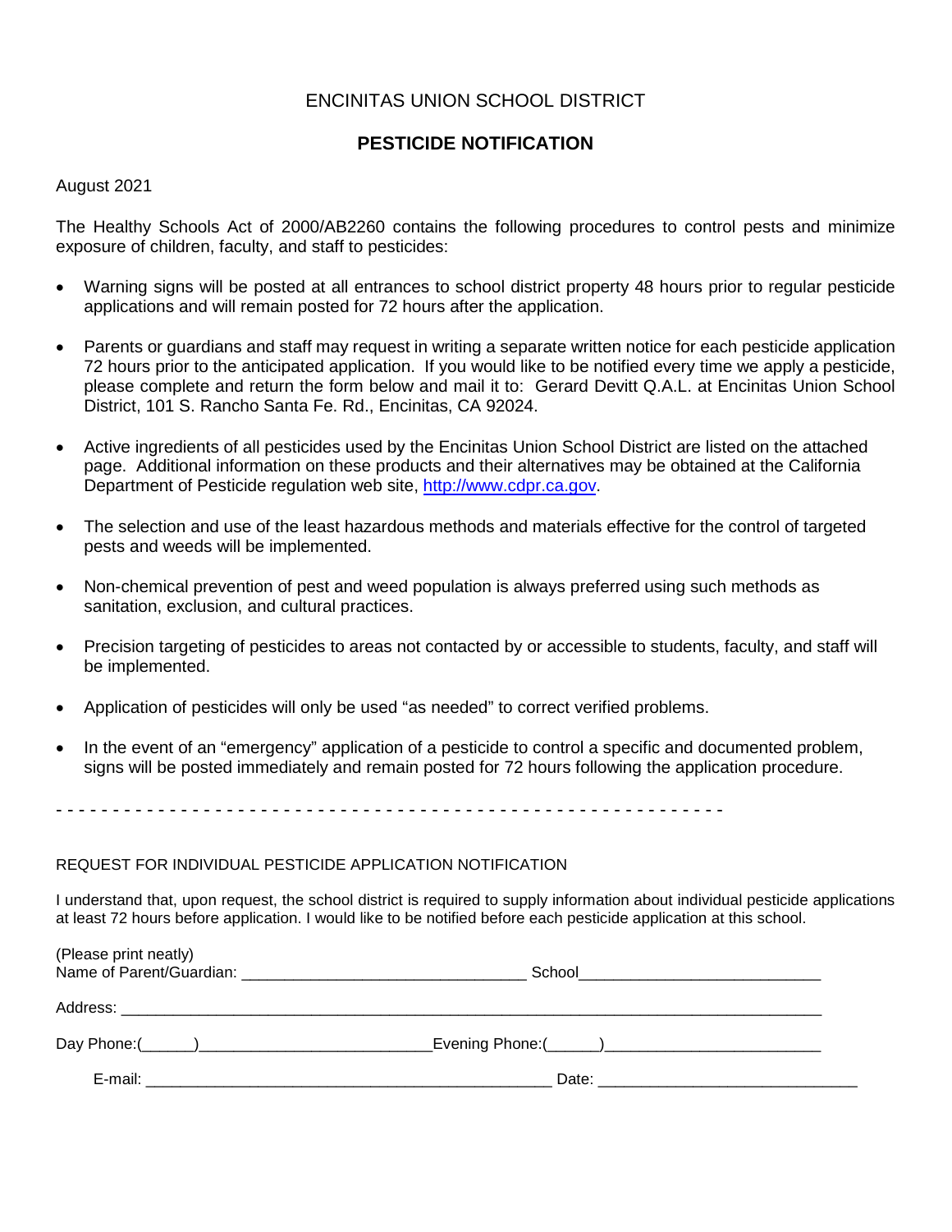# ENCINITAS UNION SCHOOL DISTRICT

## PESTICIDE NOTIFICATION

August 2021

The Healthy Schools Act of 2000/AB2260 contains the following procedures to control pests and minimize exposure of children, faculty, and staff to pesticides:

- Warning signs will be posted at all entrances to school district property 48 hours prior to regular pesticide applications and will remain posted for 72 hours after the application.
- Parents or guardians and staff may request in writing a separate written notice for each pesticide application 72 hours prior to the anticipated application. If you would like to be notified every time we apply a pesticide, please complete and return the form below and mail it to: Gerard Devitt Q.A.L. at Encinitas Union School District, 101 S. Rancho Santa Fe. Rd., Encinitas, CA 92024.
- Active ingredients of all pesticides used by the Encinitas Union School District are listed on the attached page. Additional information on these products and their alternatives may be obtained at the California Department of Pesticide regulation web site, [http://www.cdpr.ca.gov](http://www.cdpr.ca.gov).
- The selection and use of the least hazardous methods and materials effective for the control of targeted pests and weeds will be implemented.
- Non-chemical prevention of pest and weed population is always preferred using such methods as sanitation, exclusion, and cultural practices.
- Precision targeting of pesticides to areas not contacted by or accessible to students, faculty, and staff will be implemented.
- Application of pesticides will only be used "as needed" to correct verified problems.
- In the event of an "emergency" application of a pesticide to control a specific and documented problem, signs will be posted immediately and remain posted for 72 hours following the application procedure.

- - - - - - - - - - - - - - - - - - - - - - - - - - - - - - - - - - - - - - - - - - - - - - - - - - - - - - - - - - - -

REQUEST FOR INDIVIDUAL PESTICIDE APPLICATION NOTIFICATION

I understand that, upon request, the school district is required to supply information about individual pesticide applications at least 72 hours before application. I would like to be notified before each pesticide application at this school.

(Please print neatly)
Name of Parent/Guardian: ________________________________ School___________________________

Address: ____________________________________________________________________________________

Day Phone:(______)___________________________Evening Phone:(______)_________________________

E-mail: _______________________________________________ Date: ______________________________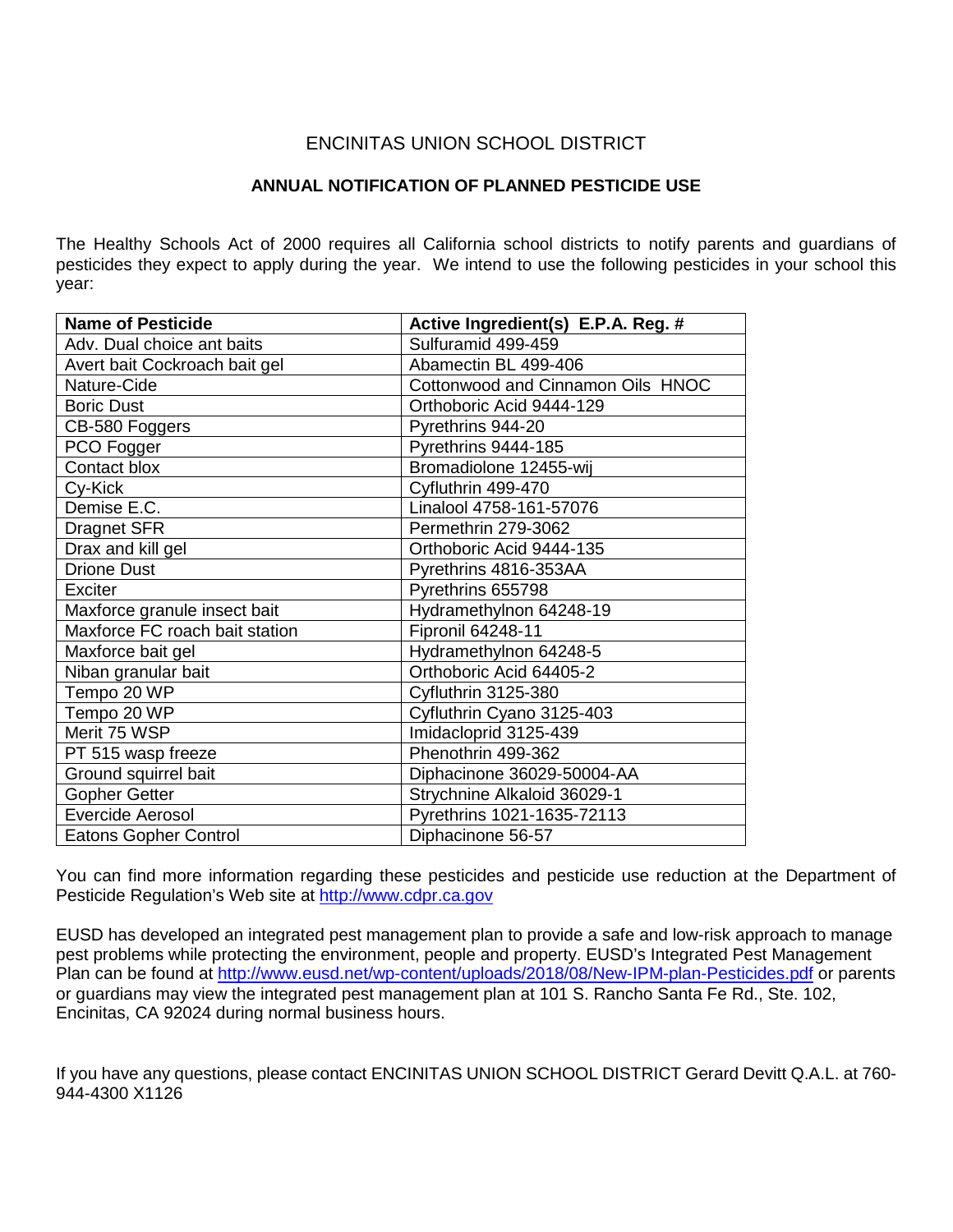# ENCINITAS UNION SCHOOL DISTRICT

## ANNUAL NOTIFICATION OF PLANNED PESTICIDE USE

The Healthy Schools Act of 2000 requires all California school districts to notify parents and guardians of pesticides they expect to apply during the year. We intend to use the following pesticides in your school this year:

| Name of Pesticide | Active Ingredient(s) E.P.A. Reg. # |
|---|---|
| Adv. Dual choice ant baits | Sulfuramid 499-459 |
| Avert bait Cockroach bait gel | Abamectin BL 499-406 |
| Nature-Cide | Cottonwood and Cinnamon Oils HNOC |
| Boric Dust | Orthoboric Acid 9444-129 |
| CB-580 Foggers | Pyrethrins 944-20 |
| PCO Fogger | Pyrethrins 9444-185 |
| Contact blox | Bromadiolone 12455-wij |
| Cy-Kick | Cyfluthrin 499-470 |
| Demise E.C. | Linalool 4758-161-57076 |
| Dragnet SFR | Permethrin 279-3062 |
| Drax and kill gel | Orthoboric Acid 9444-135 |
| Drione Dust | Pyrethrins 4816-353AA |
| Exciter | Pyrethrins 655798 |
| Maxforce granule insect bait | Hydramethylnon 64248-19 |
| Maxforce FC roach bait station | Fipronil 64248-11 |
| Maxforce bait gel | Hydramethylnon 64248-5 |
| Niban granular bait | Orthoboric Acid 64405-2 |
| Tempo 20 WP | Cyfluthrin 3125-380 |
| Tempo 20 WP | Cyfluthrin Cyano 3125-403 |
| Merit 75 WSP | Imidacloprid 3125-439 |
| PT 515 wasp freeze | Phenothrin 499-362 |
| Ground squirrel bait | Diphacinone 36029-50004-AA |
| Gopher Getter | Strychnine Alkaloid 36029-1 |
| Evercide Aerosol | Pyrethrins 1021-1635-72113 |
| Eatons Gopher Control | Diphacinone 56-57 |

You can find more information regarding these pesticides and pesticide use reduction at the Department of Pesticide Regulation's Web site at http://www.cdpr.ca.gov

EUSD has developed an integrated pest management plan to provide a safe and low-risk approach to manage pest problems while protecting the environment, people and property. EUSD's Integrated Pest Management Plan can be found at http://www.eusd.net/wp-content/uploads/2018/08/New-IPM-plan-Pesticides.pdf or parents or guardians may view the integrated pest management plan at 101 S. Rancho Santa Fe Rd., Ste. 102, Encinitas, CA 92024 during normal business hours.

If you have any questions, please contact ENCINITAS UNION SCHOOL DISTRICT Gerard Devitt Q.A.L. at 760-944-4300 X1126